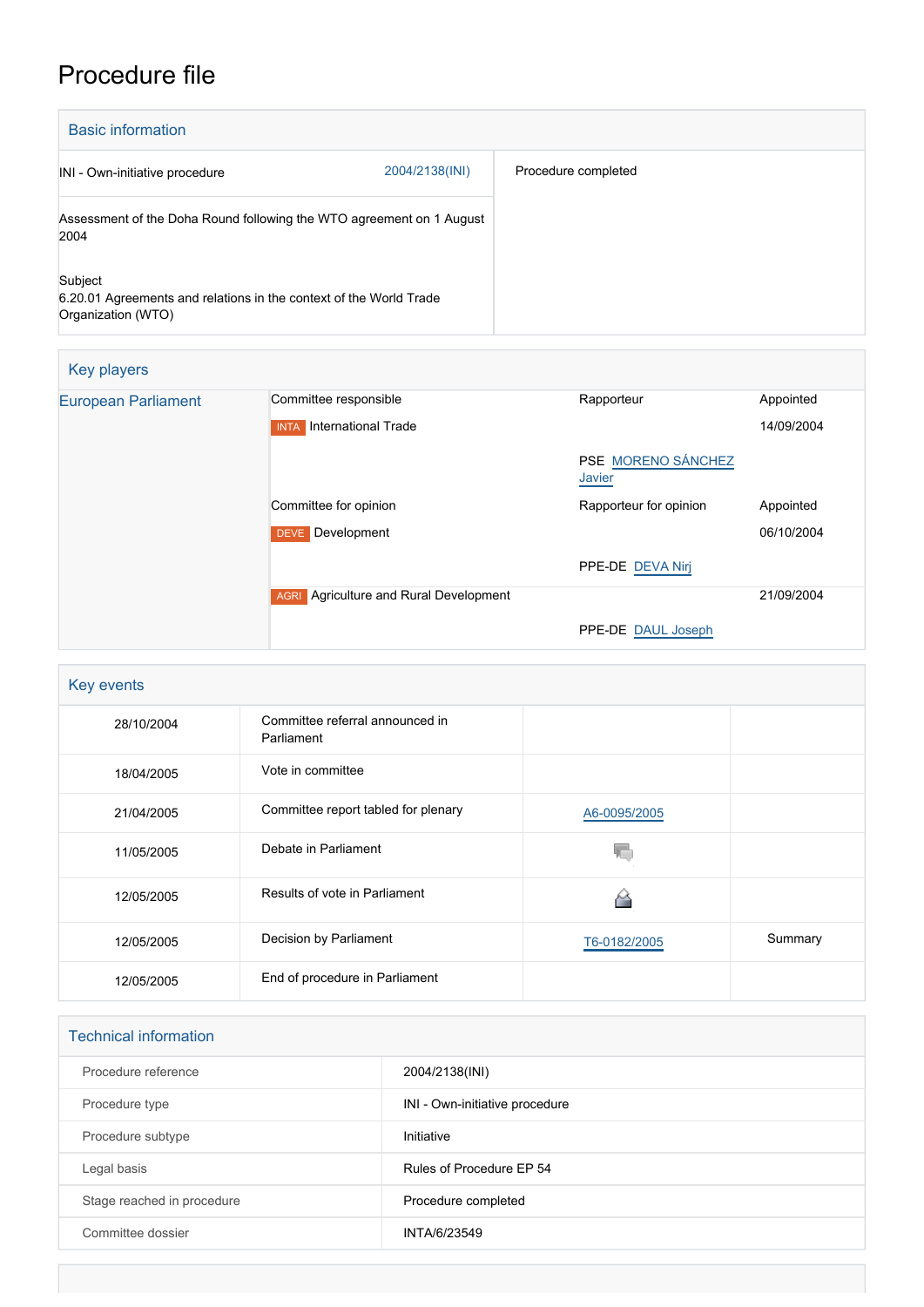# Procedure file

## Basic information

| | |
|---|---|
| INI - Own-initiative procedure 2004/2138(INI) | Procedure completed |
| Assessment of the Doha Round following the WTO agreement on 1 August 2004 | |
| Subject<br>6.20.01 Agreements and relations in the context of the World Trade Organization (WTO) | |

## Key players

| | | | |
|---|---|---|---|
| European Parliament | Committee responsible | Rapporteur | Appointed |
| | INTA International Trade | | 14/09/2004 |
| | | PSE MORENO SÁNCHEZ Javier | |
| | Committee for opinion | Rapporteur for opinion | Appointed |
| | DEVE Development | | 06/10/2004 |
| | | PPE-DE DEVA Nirj | |
| | AGRI Agriculture and Rural Development | | 21/09/2004 |
| | | PPE-DE DAUL Joseph | |

## Key events

| | | | |
|---|---|---|---|
| 28/10/2004 | Committee referral announced in Parliament | | |
| 18/04/2005 | Vote in committee | | |
| 21/04/2005 | Committee report tabled for plenary | A6-0095/2005 | |
| 11/05/2005 | Debate in Parliament | | |
| 12/05/2005 | Results of vote in Parliament | | |
| 12/05/2005 | Decision by Parliament | T6-0182/2005 | Summary |
| 12/05/2005 | End of procedure in Parliament | | |

## Technical information

| | |
|---|---|
| Procedure reference | 2004/2138(INI) |
| Procedure type | INI - Own-initiative procedure |
| Procedure subtype | Initiative |
| Legal basis | Rules of Procedure EP 54 |
| Stage reached in procedure | Procedure completed |
| Committee dossier | INTA/6/23549 |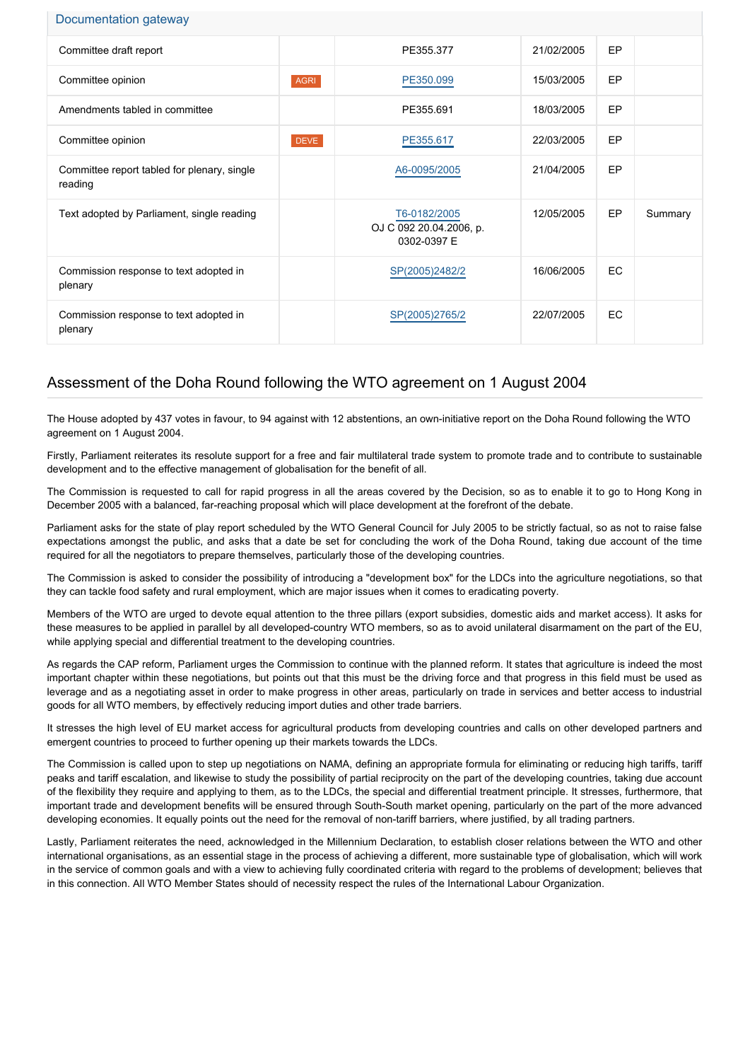| Documentation gateway | | | | | |
|---|---|---|---|---|---|
| Committee draft report | | PE355.377 | 21/02/2005 | EP | |
| Committee opinion | AGRI | PE350.099 | 15/03/2005 | EP | |
| Amendments tabled in committee | | PE355.691 | 18/03/2005 | EP | |
| Committee opinion | DEVE | PE355.617 | 22/03/2005 | EP | |
| Committee report tabled for plenary, single reading | | A6-0095/2005 | 21/04/2005 | EP | |
| Text adopted by Parliament, single reading | | T6-0182/2005 OJ C 092 20.04.2006, p. 0302-0397 E | 12/05/2005 | EP | Summary |
| Commission response to text adopted in plenary | | SP(2005)2482/2 | 16/06/2005 | EC | |
| Commission response to text adopted in plenary | | SP(2005)2765/2 | 22/07/2005 | EC | |

## Assessment of the Doha Round following the WTO agreement on 1 August 2004

The House adopted by 437 votes in favour, to 94 against with 12 abstentions, an own-initiative report on the Doha Round following the WTO agreement on 1 August 2004.

Firstly, Parliament reiterates its resolute support for a free and fair multilateral trade system to promote trade and to contribute to sustainable development and to the effective management of globalisation for the benefit of all.

The Commission is requested to call for rapid progress in all the areas covered by the Decision, so as to enable it to go to Hong Kong in December 2005 with a balanced, far-reaching proposal which will place development at the forefront of the debate.

Parliament asks for the state of play report scheduled by the WTO General Council for July 2005 to be strictly factual, so as not to raise false expectations amongst the public, and asks that a date be set for concluding the work of the Doha Round, taking due account of the time required for all the negotiators to prepare themselves, particularly those of the developing countries.

The Commission is asked to consider the possibility of introducing a "development box" for the LDCs into the agriculture negotiations, so that they can tackle food safety and rural employment, which are major issues when it comes to eradicating poverty.

Members of the WTO are urged to devote equal attention to the three pillars (export subsidies, domestic aids and market access). It asks for these measures to be applied in parallel by all developed-country WTO members, so as to avoid unilateral disarmament on the part of the EU, while applying special and differential treatment to the developing countries.

As regards the CAP reform, Parliament urges the Commission to continue with the planned reform. It states that agriculture is indeed the most important chapter within these negotiations, but points out that this must be the driving force and that progress in this field must be used as leverage and as a negotiating asset in order to make progress in other areas, particularly on trade in services and better access to industrial goods for all WTO members, by effectively reducing import duties and other trade barriers.

It stresses the high level of EU market access for agricultural products from developing countries and calls on other developed partners and emergent countries to proceed to further opening up their markets towards the LDCs.

The Commission is called upon to step up negotiations on NAMA, defining an appropriate formula for eliminating or reducing high tariffs, tariff peaks and tariff escalation, and likewise to study the possibility of partial reciprocity on the part of the developing countries, taking due account of the flexibility they require and applying to them, as to the LDCs, the special and differential treatment principle. It stresses, furthermore, that important trade and development benefits will be ensured through South-South market opening, particularly on the part of the more advanced developing economies. It equally points out the need for the removal of non-tariff barriers, where justified, by all trading partners.

Lastly, Parliament reiterates the need, acknowledged in the Millennium Declaration, to establish closer relations between the WTO and other international organisations, as an essential stage in the process of achieving a different, more sustainable type of globalisation, which will work in the service of common goals and with a view to achieving fully coordinated criteria with regard to the problems of development; believes that in this connection. All WTO Member States should of necessity respect the rules of the International Labour Organization.